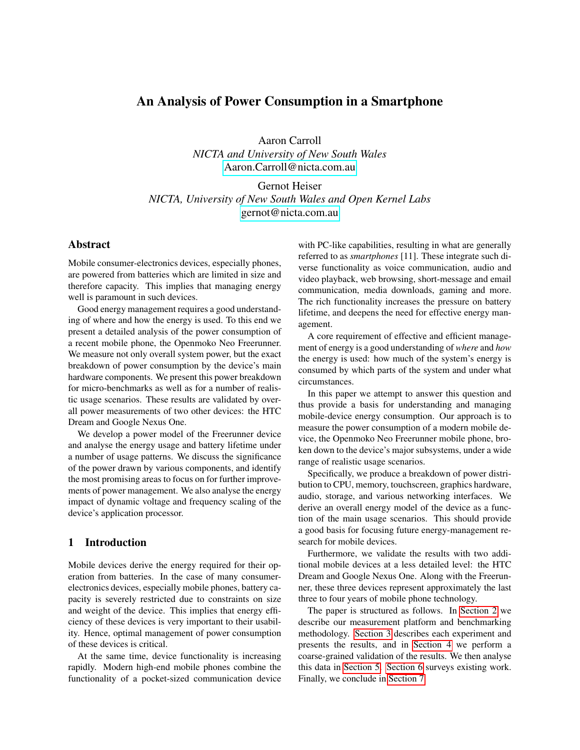# An Analysis of Power Consumption in a Smartphone

Aaron Carroll
*NICTA and University of New South Wales*
Aaron.Carroll@nicta.com.au

Gernot Heiser
*NICTA, University of New South Wales and Open Kernel Labs*
gernot@nicta.com.au

## Abstract

Mobile consumer-electronics devices, especially phones, are powered from batteries which are limited in size and therefore capacity. This implies that managing energy well is paramount in such devices.

Good energy management requires a good understanding of where and how the energy is used. To this end we present a detailed analysis of the power consumption of a recent mobile phone, the Openmoko Neo Freerunner. We measure not only overall system power, but the exact breakdown of power consumption by the device's main hardware components. We present this power breakdown for micro-benchmarks as well as for a number of realistic usage scenarios. These results are validated by overall power measurements of two other devices: the HTC Dream and Google Nexus One.

We develop a power model of the Freerunner device and analyse the energy usage and battery lifetime under a number of usage patterns. We discuss the significance of the power drawn by various components, and identify the most promising areas to focus on for further improvements of power management. We also analyse the energy impact of dynamic voltage and frequency scaling of the device's application processor.

## 1 Introduction

Mobile devices derive the energy required for their operation from batteries. In the case of many consumer-electronics devices, especially mobile phones, battery capacity is severely restricted due to constraints on size and weight of the device. This implies that energy efficiency of these devices is very important to their usability. Hence, optimal management of power consumption of these devices is critical.

At the same time, device functionality is increasing rapidly. Modern high-end mobile phones combine the functionality of a pocket-sized communication device with PC-like capabilities, resulting in what are generally referred to as *smartphones* [11]. These integrate such diverse functionality as voice communication, audio and video playback, web browsing, short-message and email communication, media downloads, gaming and more. The rich functionality increases the pressure on battery lifetime, and deepens the need for effective energy management.

A core requirement of effective and efficient management of energy is a good understanding of *where* and *how* the energy is used: how much of the system's energy is consumed by which parts of the system and under what circumstances.

In this paper we attempt to answer this question and thus provide a basis for understanding and managing mobile-device energy consumption. Our approach is to measure the power consumption of a modern mobile device, the Openmoko Neo Freerunner mobile phone, broken down to the device's major subsystems, under a wide range of realistic usage scenarios.

Specifically, we produce a breakdown of power distribution to CPU, memory, touchscreen, graphics hardware, audio, storage, and various networking interfaces. We derive an overall energy model of the device as a function of the main usage scenarios. This should provide a good basis for focusing future energy-management research for mobile devices.

Furthermore, we validate the results with two additional mobile devices at a less detailed level: the HTC Dream and Google Nexus One. Along with the Freerunner, these three devices represent approximately the last three to four years of mobile phone technology.

The paper is structured as follows. In Section 2 we describe our measurement platform and benchmarking methodology. Section 3 describes each experiment and presents the results, and in Section 4 we perform a coarse-grained validation of the results. We then analyse this data in Section 5. Section 6 surveys existing work. Finally, we conclude in Section 7.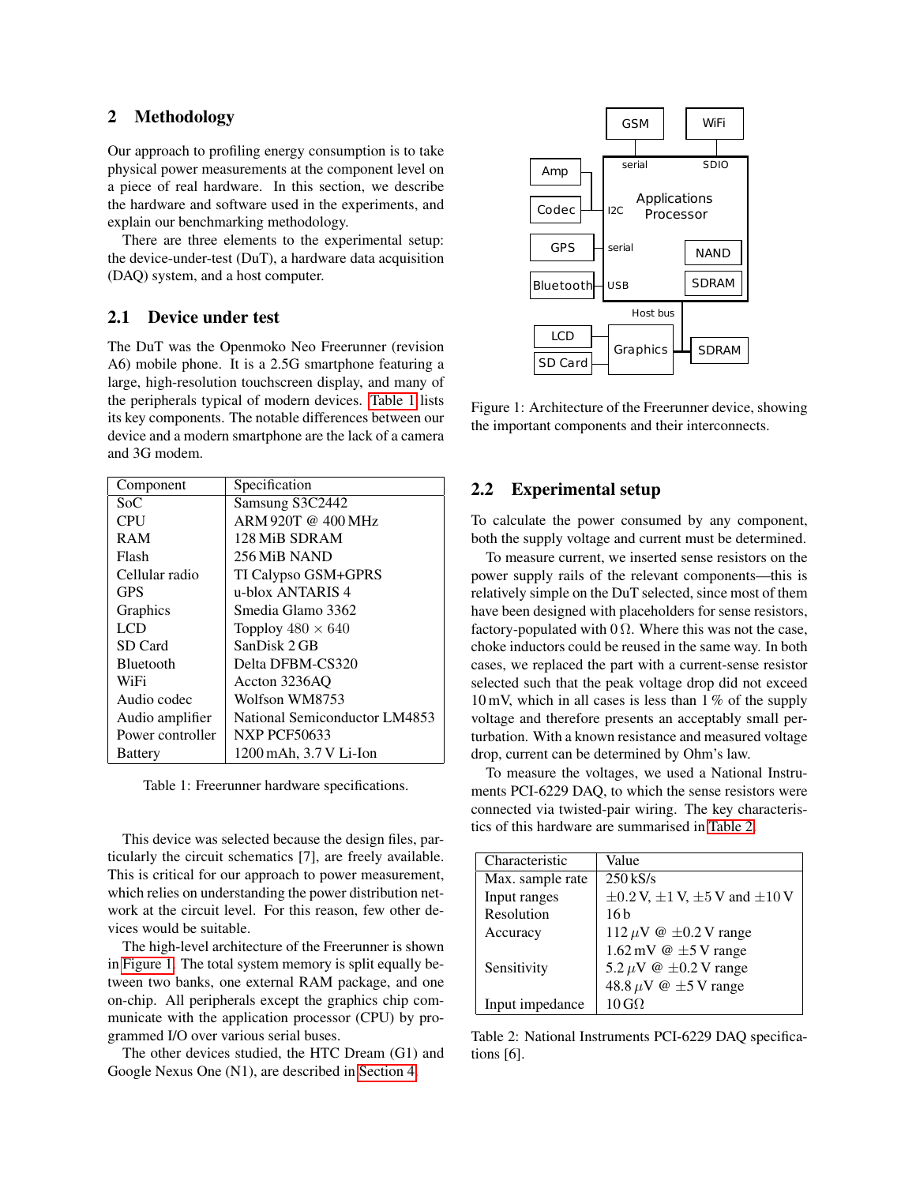## 2 Methodology

Our approach to profiling energy consumption is to take physical power measurements at the component level on a piece of real hardware. In this section, we describe the hardware and software used in the experiments, and explain our benchmarking methodology.

There are three elements to the experimental setup: the device-under-test (DuT), a hardware data acquisition (DAQ) system, and a host computer.

### 2.1 Device under test

The DuT was the Openmoko Neo Freerunner (revision A6) mobile phone. It is a 2.5G smartphone featuring a large, high-resolution touchscreen display, and many of the peripherals typical of modern devices. Table 1 lists its key components. The notable differences between our device and a modern smartphone are the lack of a camera and 3G modem.

| Component | Specification |
|---|---|
| SoC | Samsung S3C2442 |
| CPU | ARM 920T @ 400 MHz |
| RAM | 128 MiB SDRAM |
| Flash | 256 MiB NAND |
| Cellular radio | TI Calypso GSM+GPRS |
| GPS | u-blox ANTARIS 4 |
| Graphics | Smedia Glamo 3362 |
| LCD | Toppoly $480 \times 640$ |
| SD Card | SanDisk 2 GB |
| Bluetooth | Delta DFBM-CS320 |
| WiFi | Accton 3236AQ |
| Audio codec | Wolfson WM8753 |
| Audio amplifier | National Semiconductor LM4853 |
| Power controller | NXP PCF50633 |
| Battery | 1200 mAh, 3.7 V Li-Ion |

Table 1: Freerunner hardware specifications.

This device was selected because the design files, particularly the circuit schematics [7], are freely available. This is critical for our approach to power measurement, which relies on understanding the power distribution network at the circuit level. For this reason, few other devices would be suitable.

The high-level architecture of the Freerunner is shown in Figure 1. The total system memory is split equally between two banks, one external RAM package, and one on-chip. All peripherals except the graphics chip communicate with the application processor (CPU) by programmed I/O over various serial buses.

The other devices studied, the HTC Dream (G1) and Google Nexus One (N1), are described in Section 4.

Figure 1: Architecture of the Freerunner device, showing the important components and their interconnects.

### 2.2 Experimental setup

To calculate the power consumed by any component, both the supply voltage and current must be determined.

To measure current, we inserted sense resistors on the power supply rails of the relevant components—this is relatively simple on the DuT selected, since most of them have been designed with placeholders for sense resistors, factory-populated with $0\,\Omega$. Where this was not the case, choke inductors could be reused in the same way. In both cases, we replaced the part with a current-sense resistor selected such that the peak voltage drop did not exceed 10 mV, which in all cases is less than 1 % of the supply voltage and therefore presents an acceptably small perturbation. With a known resistance and measured voltage drop, current can be determined by Ohm's law.

To measure the voltages, we used a National Instruments PCI-6229 DAQ, to which the sense resistors were connected via twisted-pair wiring. The key characteristics of this hardware are summarised in Table 2.

| Characteristic | Value |
|---|---|
| Max. sample rate | 250 kS/s |
| Input ranges | $\pm 0.2$ V, $\pm 1$ V, $\pm 5$ V and $\pm 10$ V |
| Resolution | 16 b |
| Accuracy | 112 $\mu$V @ $\pm 0.2$ V range |
| | 1.62 mV @ $\pm 5$ V range |
| Sensitivity | 5.2 $\mu$V @ $\pm 0.2$ V range |
| | 48.8 $\mu$V @ $\pm 5$ V range |
| Input impedance | 10 G$\Omega$ |

Table 2: National Instruments PCI-6229 DAQ specifications [6].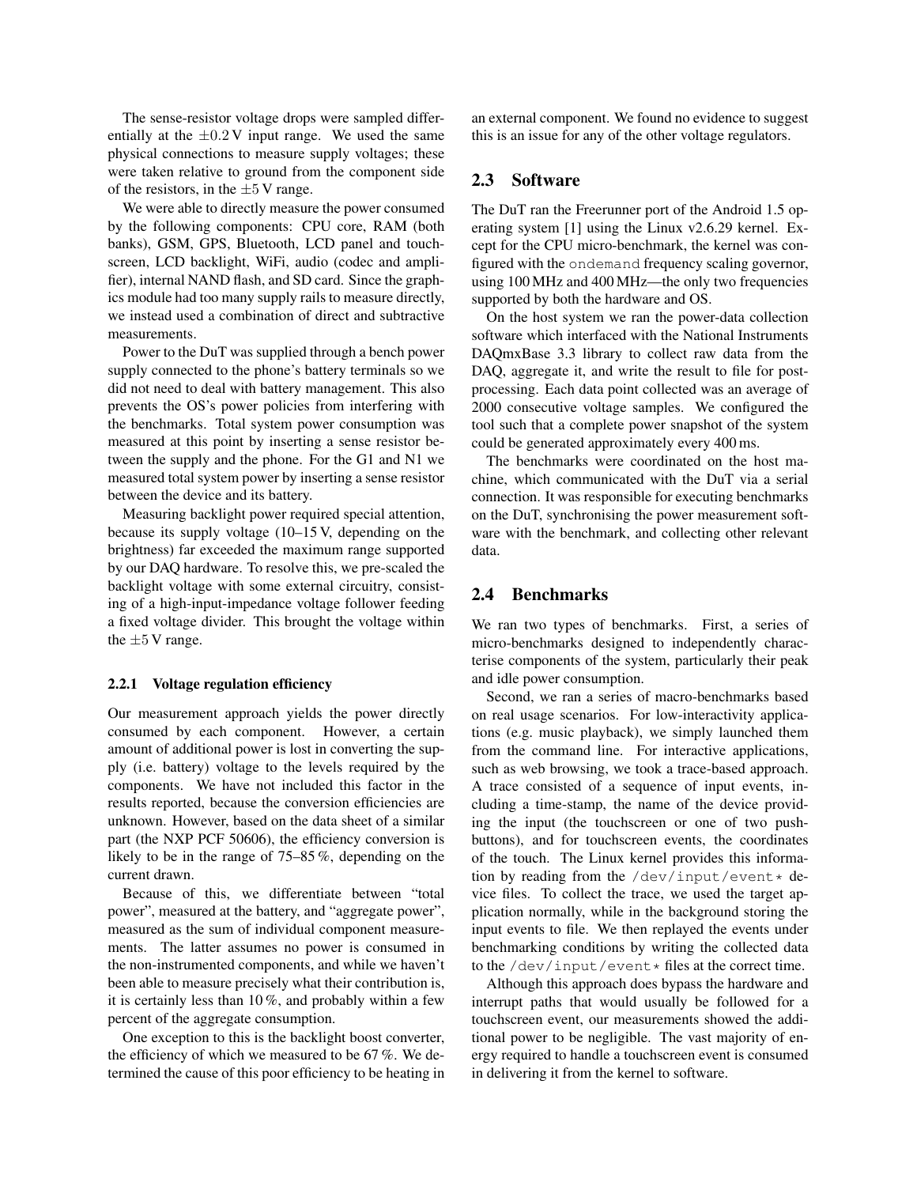The sense-resistor voltage drops were sampled differentially at the $\pm 0.2$ V input range. We used the same physical connections to measure supply voltages; these were taken relative to ground from the component side of the resistors, in the $\pm 5$ V range.

We were able to directly measure the power consumed by the following components: CPU core, RAM (both banks), GSM, GPS, Bluetooth, LCD panel and touchscreen, LCD backlight, WiFi, audio (codec and amplifier), internal NAND flash, and SD card. Since the graphics module had too many supply rails to measure directly, we instead used a combination of direct and subtractive measurements.

Power to the DuT was supplied through a bench power supply connected to the phone's battery terminals so we did not need to deal with battery management. This also prevents the OS's power policies from interfering with the benchmarks. Total system power consumption was measured at this point by inserting a sense resistor between the supply and the phone. For the G1 and N1 we measured total system power by inserting a sense resistor between the device and its battery.

Measuring backlight power required special attention, because its supply voltage (10–15 V, depending on the brightness) far exceeded the maximum range supported by our DAQ hardware. To resolve this, we pre-scaled the backlight voltage with some external circuitry, consisting of a high-input-impedance voltage follower feeding a fixed voltage divider. This brought the voltage within the $\pm 5$ V range.

#### 2.2.1 Voltage regulation efficiency

Our measurement approach yields the power directly consumed by each component. However, a certain amount of additional power is lost in converting the supply (i.e. battery) voltage to the levels required by the components. We have not included this factor in the results reported, because the conversion efficiencies are unknown. However, based on the data sheet of a similar part (the NXP PCF 50606), the efficiency conversion is likely to be in the range of 75–85 %, depending on the current drawn.

Because of this, we differentiate between "total power", measured at the battery, and "aggregate power", measured as the sum of individual component measurements. The latter assumes no power is consumed in the non-instrumented components, and while we haven't been able to measure precisely what their contribution is, it is certainly less than 10 %, and probably within a few percent of the aggregate consumption.

One exception to this is the backlight boost converter, the efficiency of which we measured to be 67 %. We determined the cause of this poor efficiency to be heating in an external component. We found no evidence to suggest this is an issue for any of the other voltage regulators.

### 2.3 Software

The DuT ran the Freerunner port of the Android 1.5 operating system [1] using the Linux v2.6.29 kernel. Except for the CPU micro-benchmark, the kernel was configured with the `ondemand` frequency scaling governor, using 100 MHz and 400 MHz—the only two frequencies supported by both the hardware and OS.

On the host system we ran the power-data collection software which interfaced with the National Instruments DAQmxBase 3.3 library to collect raw data from the DAQ, aggregate it, and write the result to file for post-processing. Each data point collected was an average of 2000 consecutive voltage samples. We configured the tool such that a complete power snapshot of the system could be generated approximately every 400 ms.

The benchmarks were coordinated on the host machine, which communicated with the DuT via a serial connection. It was responsible for executing benchmarks on the DuT, synchronising the power measurement software with the benchmark, and collecting other relevant data.

### 2.4 Benchmarks

We ran two types of benchmarks. First, a series of micro-benchmarks designed to independently characterise components of the system, particularly their peak and idle power consumption.

Second, we ran a series of macro-benchmarks based on real usage scenarios. For low-interactivity applications (e.g. music playback), we simply launched them from the command line. For interactive applications, such as web browsing, we took a trace-based approach. A trace consisted of a sequence of input events, including a time-stamp, the name of the device providing the input (the touchscreen or one of two push-buttons), and for touchscreen events, the coordinates of the touch. The Linux kernel provides this information by reading from the `/dev/input/event*` device files. To collect the trace, we used the target application normally, while in the background storing the input events to file. We then replayed the events under benchmarking conditions by writing the collected data to the `/dev/input/event*` files at the correct time.

Although this approach does bypass the hardware and interrupt paths that would usually be followed for a touchscreen event, our measurements showed the additional power to be negligible. The vast majority of energy required to handle a touchscreen event is consumed in delivering it from the kernel to software.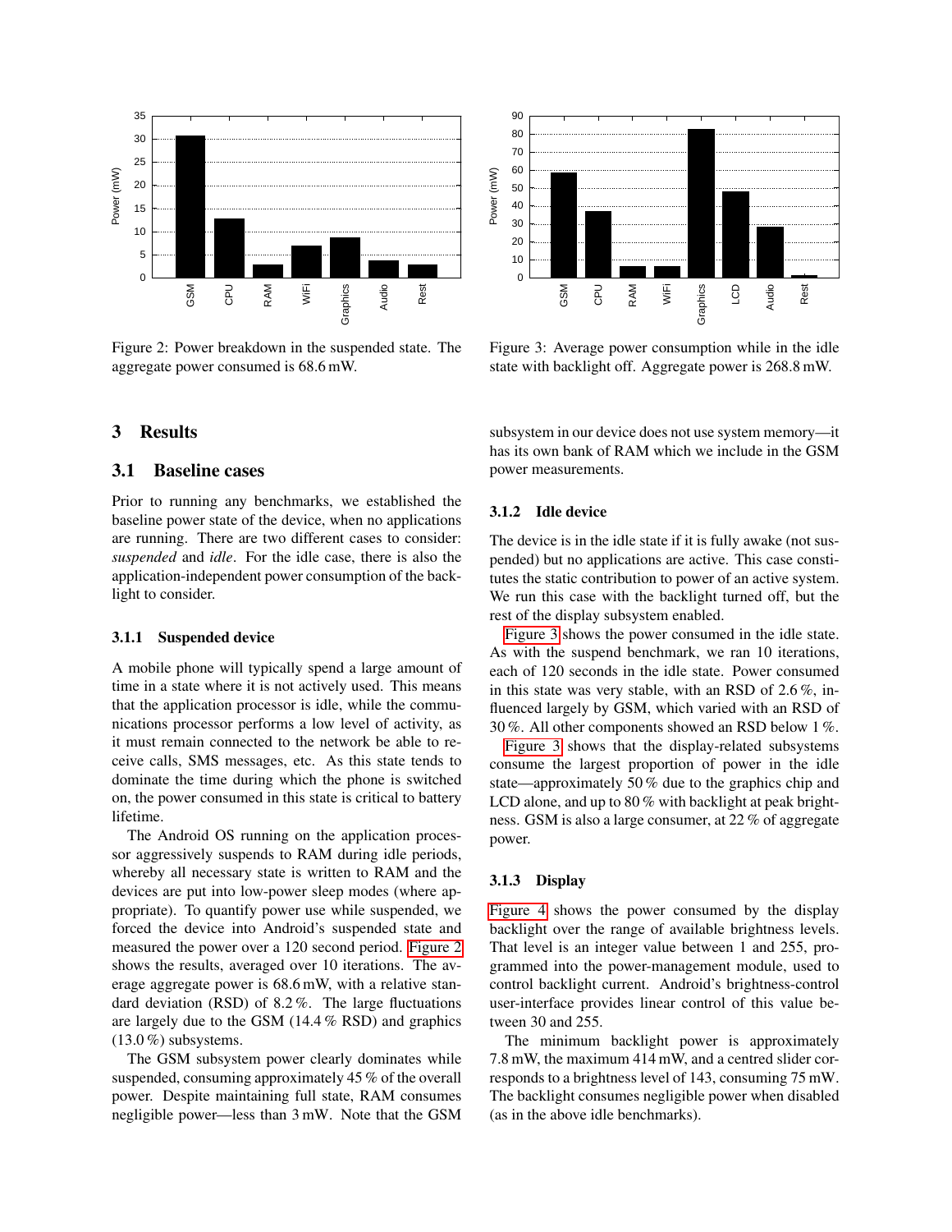Figure 2: Power breakdown in the suspended state. The aggregate power consumed is 68.6 mW.

Figure 3: Average power consumption while in the idle state with backlight off. Aggregate power is 268.8 mW.

## 3 Results

### 3.1 Baseline cases

Prior to running any benchmarks, we established the baseline power state of the device, when no applications are running. There are two different cases to consider: *suspended* and *idle*. For the idle case, there is also the application-independent power consumption of the backlight to consider.

#### 3.1.1 Suspended device

A mobile phone will typically spend a large amount of time in a state where it is not actively used. This means that the application processor is idle, while the communications processor performs a low level of activity, as it must remain connected to the network be able to receive calls, SMS messages, etc. As this state tends to dominate the time during which the phone is switched on, the power consumed in this state is critical to battery lifetime.

The Android OS running on the application processor aggressively suspends to RAM during idle periods, whereby all necessary state is written to RAM and the devices are put into low-power sleep modes (where appropriate). To quantify power use while suspended, we forced the device into Android's suspended state and measured the power over a 120 second period. Figure 2 shows the results, averaged over 10 iterations. The average aggregate power is 68.6 mW, with a relative standard deviation (RSD) of 8.2 %. The large fluctuations are largely due to the GSM (14.4 % RSD) and graphics (13.0 %) subsystems.

The GSM subsystem power clearly dominates while suspended, consuming approximately 45 % of the overall power. Despite maintaining full state, RAM consumes negligible power—less than 3 mW. Note that the GSM subsystem in our device does not use system memory—it has its own bank of RAM which we include in the GSM power measurements.

#### 3.1.2 Idle device

The device is in the idle state if it is fully awake (not suspended) but no applications are active. This case constitutes the static contribution to power of an active system. We run this case with the backlight turned off, but the rest of the display subsystem enabled.

Figure 3 shows the power consumed in the idle state. As with the suspend benchmark, we ran 10 iterations, each of 120 seconds in the idle state. Power consumed in this state was very stable, with an RSD of 2.6 %, influenced largely by GSM, which varied with an RSD of 30 %. All other components showed an RSD below 1 %.

Figure 3 shows that the display-related subsystems consume the largest proportion of power in the idle state—approximately 50 % due to the graphics chip and LCD alone, and up to 80 % with backlight at peak brightness. GSM is also a large consumer, at 22 % of aggregate power.

#### 3.1.3 Display

Figure 4 shows the power consumed by the display backlight over the range of available brightness levels. That level is an integer value between 1 and 255, programmed into the power-management module, used to control backlight current. Android's brightness-control user-interface provides linear control of this value between 30 and 255.

The minimum backlight power is approximately 7.8 mW, the maximum 414 mW, and a centred slider corresponds to a brightness level of 143, consuming 75 mW. The backlight consumes negligible power when disabled (as in the above idle benchmarks).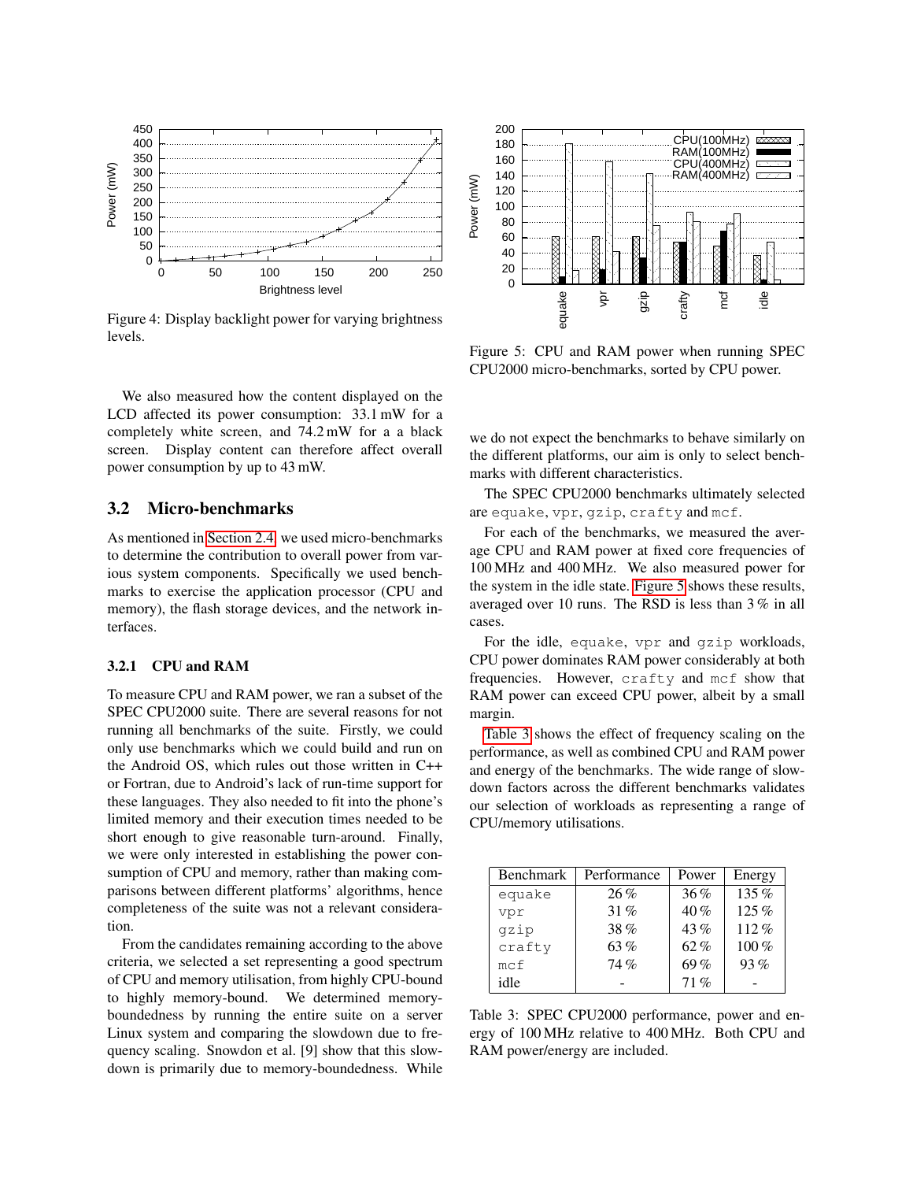Figure 4: Display backlight power for varying brightness levels.

We also measured how the content displayed on the LCD affected its power consumption: 33.1 mW for a completely white screen, and 74.2 mW for a a black screen. Display content can therefore affect overall power consumption by up to 43 mW.

## 3.2 Micro-benchmarks

As mentioned in Section 2.4, we used micro-benchmarks to determine the contribution to overall power from various system components. Specifically we used benchmarks to exercise the application processor (CPU and memory), the flash storage devices, and the network interfaces.

### 3.2.1 CPU and RAM

To measure CPU and RAM power, we ran a subset of the SPEC CPU2000 suite. There are several reasons for not running all benchmarks of the suite. Firstly, we could only use benchmarks which we could build and run on the Android OS, which rules out those written in C++ or Fortran, due to Android's lack of run-time support for these languages. They also needed to fit into the phone's limited memory and their execution times needed to be short enough to give reasonable turn-around. Finally, we were only interested in establishing the power consumption of CPU and memory, rather than making comparisons between different platforms' algorithms, hence completeness of the suite was not a relevant consideration.

From the candidates remaining according to the above criteria, we selected a set representing a good spectrum of CPU and memory utilisation, from highly CPU-bound to highly memory-bound. We determined memory-boundedness by running the entire suite on a server Linux system and comparing the slowdown due to frequency scaling. Snowdon et al. [9] show that this slowdown is primarily due to memory-boundedness. While we do not expect the benchmarks to behave similarly on the different platforms, our aim is only to select benchmarks with different characteristics.

Figure 5: CPU and RAM power when running SPEC CPU2000 micro-benchmarks, sorted by CPU power.

The SPEC CPU2000 benchmarks ultimately selected are `equake`, `vpr`, `gzip`, `crafty` and `mcf`.

For each of the benchmarks, we measured the average CPU and RAM power at fixed core frequencies of 100 MHz and 400 MHz. We also measured power for the system in the idle state. Figure 5 shows these results, averaged over 10 runs. The RSD is less than 3 % in all cases.

For the idle, `equake`, `vpr` and `gzip` workloads, CPU power dominates RAM power considerably at both frequencies. However, `crafty` and `mcf` show that RAM power can exceed CPU power, albeit by a small margin.

Table 3 shows the effect of frequency scaling on the performance, as well as combined CPU and RAM power and energy of the benchmarks. The wide range of slowdown factors across the different benchmarks validates our selection of workloads as representing a range of CPU/memory utilisations.

| Benchmark | Performance | Power | Energy |
|---|---|---|---|
| `equake` | 26 % | 36 % | 135 % |
| `vpr` | 31 % | 40 % | 125 % |
| `gzip` | 38 % | 43 % | 112 % |
| `crafty` | 63 % | 62 % | 100 % |
| `mcf` | 74 % | 69 % | 93 % |
| idle | - | 71 % | - |

Table 3: SPEC CPU2000 performance, power and energy of 100 MHz relative to 400 MHz. Both CPU and RAM power/energy are included.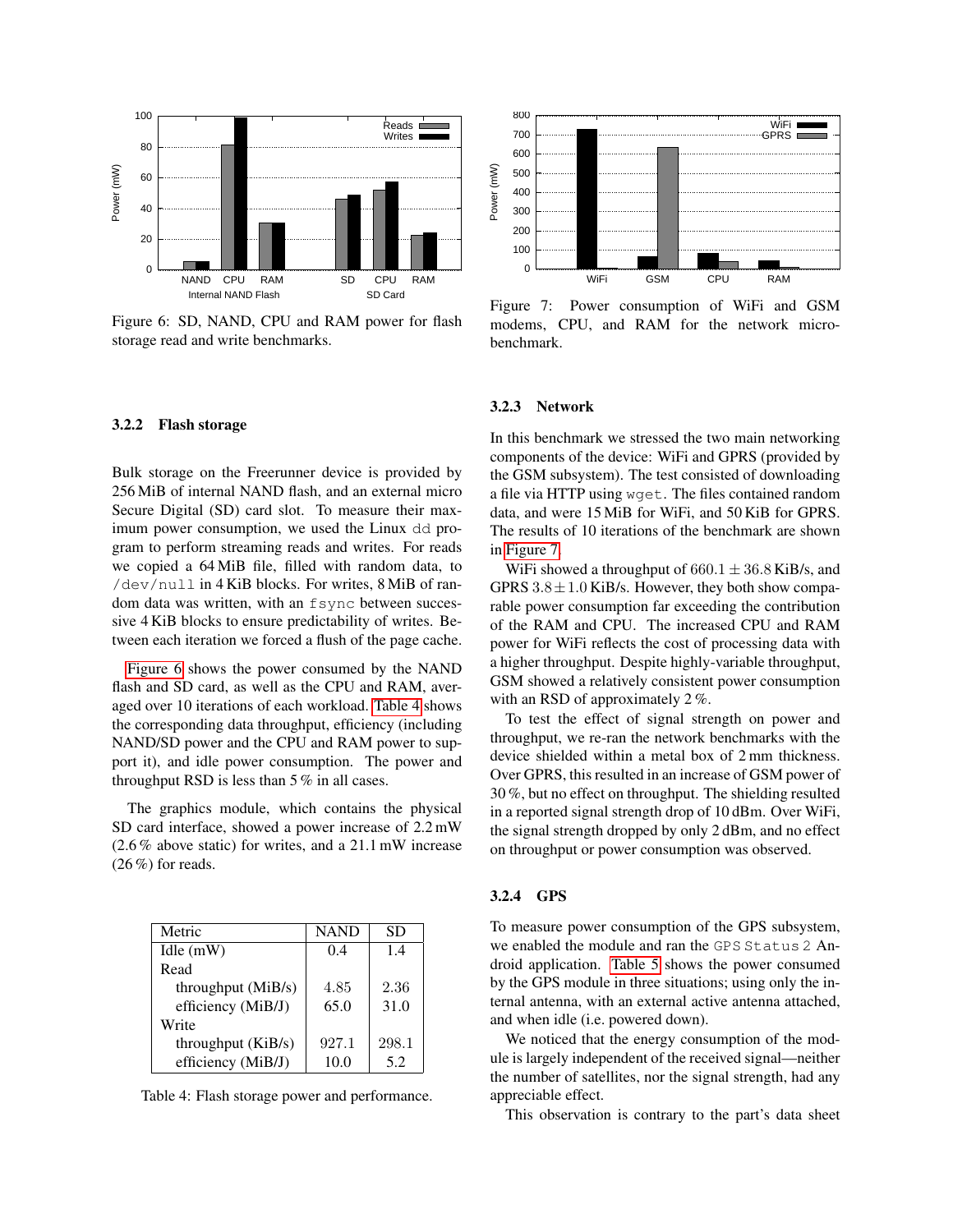Figure 6: SD, NAND, CPU and RAM power for flash storage read and write benchmarks.

### 3.2.2 Flash storage

Bulk storage on the Freerunner device is provided by 256 MiB of internal NAND flash, and an external micro Secure Digital (SD) card slot. To measure their maximum power consumption, we used the Linux `dd` program to perform streaming reads and writes. For reads we copied a 64 MiB file, filled with random data, to `/dev/null` in 4 KiB blocks. For writes, 8 MiB of random data was written, with an `fsync` between successive 4 KiB blocks to ensure predictability of writes. Between each iteration we forced a flush of the page cache.

Figure 6 shows the power consumed by the NAND flash and SD card, as well as the CPU and RAM, averaged over 10 iterations of each workload. Table 4 shows the corresponding data throughput, efficiency (including NAND/SD power and the CPU and RAM power to support it), and idle power consumption. The power and throughput RSD is less than 5 % in all cases.

The graphics module, which contains the physical SD card interface, showed a power increase of 2.2 mW (2.6 % above static) for writes, and a 21.1 mW increase (26 %) for reads.

| Metric | NAND | SD |
|---|---|---|
| Idle (mW) | 0.4 | 1.4 |
| Read | | |
| throughput (MiB/s) | 4.85 | 2.36 |
| efficiency (MiB/J) | 65.0 | 31.0 |
| Write | | |
| throughput (KiB/s) | 927.1 | 298.1 |
| efficiency (MiB/J) | 10.0 | 5.2 |

Table 4: Flash storage power and performance.

Figure 7: Power consumption of WiFi and GSM modems, CPU, and RAM for the network micro-benchmark.

### 3.2.3 Network

In this benchmark we stressed the two main networking components of the device: WiFi and GPRS (provided by the GSM subsystem). The test consisted of downloading a file via HTTP using `wget`. The files contained random data, and were 15 MiB for WiFi, and 50 KiB for GPRS. The results of 10 iterations of the benchmark are shown in Figure 7.

WiFi showed a throughput of $660.1 \pm 36.8$ KiB/s, and GPRS $3.8 \pm 1.0$ KiB/s. However, they both show comparable power consumption far exceeding the contribution of the RAM and CPU. The increased CPU and RAM power for WiFi reflects the cost of processing data with a higher throughput. Despite highly-variable throughput, GSM showed a relatively consistent power consumption with an RSD of approximately 2 %.

To test the effect of signal strength on power and throughput, we re-ran the network benchmarks with the device shielded within a metal box of 2 mm thickness. Over GPRS, this resulted in an increase of GSM power of 30 %, but no effect on throughput. The shielding resulted in a reported signal strength drop of 10 dBm. Over WiFi, the signal strength dropped by only 2 dBm, and no effect on throughput or power consumption was observed.

### 3.2.4 GPS

To measure power consumption of the GPS subsystem, we enabled the module and ran the `GPS Status 2` Android application. Table 5 shows the power consumed by the GPS module in three situations; using only the internal antenna, with an external active antenna attached, and when idle (i.e. powered down).

We noticed that the energy consumption of the module is largely independent of the received signal—neither the number of satellites, nor the signal strength, had any appreciable effect.

This observation is contrary to the part's data sheet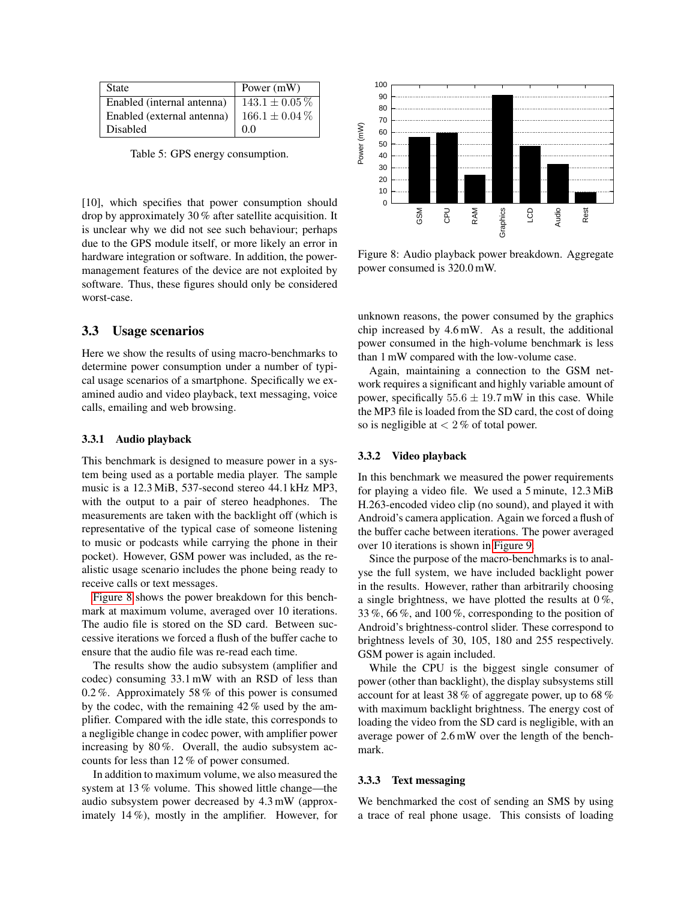| State | Power (mW) |
|---|---|
| Enabled (internal antenna) | $143.1 \pm 0.05\,\%$ |
| Enabled (external antenna) | $166.1 \pm 0.04\,\%$ |
| Disabled | 0.0 |

Table 5: GPS energy consumption.

[10], which specifies that power consumption should drop by approximately 30 % after satellite acquisition. It is unclear why we did not see such behaviour; perhaps due to the GPS module itself, or more likely an error in hardware integration or software. In addition, the power-management features of the device are not exploited by software. Thus, these figures should only be considered worst-case.

## 3.3 Usage scenarios

Here we show the results of using macro-benchmarks to determine power consumption under a number of typical usage scenarios of a smartphone. Specifically we examined audio and video playback, text messaging, voice calls, emailing and web browsing.

### 3.3.1 Audio playback

This benchmark is designed to measure power in a system being used as a portable media player. The sample music is a 12.3 MiB, 537-second stereo 44.1 kHz MP3, with the output to a pair of stereo headphones. The measurements are taken with the backlight off (which is representative of the typical case of someone listening to music or podcasts while carrying the phone in their pocket). However, GSM power was included, as the realistic usage scenario includes the phone being ready to receive calls or text messages.

Figure 8 shows the power breakdown for this benchmark at maximum volume, averaged over 10 iterations. The audio file is stored on the SD card. Between successive iterations we forced a flush of the buffer cache to ensure that the audio file was re-read each time.

The results show the audio subsystem (amplifier and codec) consuming 33.1 mW with an RSD of less than 0.2 %. Approximately 58 % of this power is consumed by the codec, with the remaining 42 % used by the amplifier. Compared with the idle state, this corresponds to a negligible change in codec power, with amplifier power increasing by 80 %. Overall, the audio subsystem accounts for less than 12 % of power consumed.

In addition to maximum volume, we also measured the system at 13 % volume. This showed little change—the audio subsystem power decreased by 4.3 mW (approximately 14 %), mostly in the amplifier. However, for

Figure 8: Audio playback power breakdown. Aggregate power consumed is 320.0 mW.

unknown reasons, the power consumed by the graphics chip increased by 4.6 mW. As a result, the additional power consumed in the high-volume benchmark is less than 1 mW compared with the low-volume case.

Again, maintaining a connection to the GSM network requires a significant and highly variable amount of power, specifically $55.6 \pm 19.7$ mW in this case. While the MP3 file is loaded from the SD card, the cost of doing so is negligible at $< 2\,\%$ of total power.

### 3.3.2 Video playback

In this benchmark we measured the power requirements for playing a video file. We used a 5 minute, 12.3 MiB H.263-encoded video clip (no sound), and played it with Android's camera application. Again we forced a flush of the buffer cache between iterations. The power averaged over 10 iterations is shown in Figure 9.

Since the purpose of the macro-benchmarks is to analyse the full system, we have included backlight power in the results. However, rather than arbitrarily choosing a single brightness, we have plotted the results at 0 %, 33 %, 66 %, and 100 %, corresponding to the position of Android's brightness-control slider. These correspond to brightness levels of 30, 105, 180 and 255 respectively. GSM power is again included.

While the CPU is the biggest single consumer of power (other than backlight), the display subsystems still account for at least 38 % of aggregate power, up to 68 % with maximum backlight brightness. The energy cost of loading the video from the SD card is negligible, with an average power of 2.6 mW over the length of the benchmark.

### 3.3.3 Text messaging

We benchmarked the cost of sending an SMS by using a trace of real phone usage. This consists of loading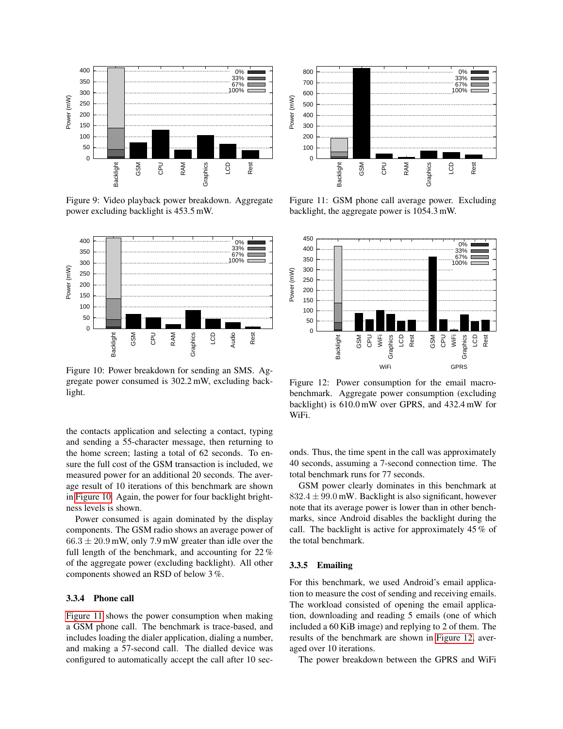Figure 9: Video playback power breakdown. Aggregate power excluding backlight is 453.5 mW.

Figure 10: Power breakdown for sending an SMS. Aggregate power consumed is 302.2 mW, excluding backlight.

the contacts application and selecting a contact, typing and sending a 55-character message, then returning to the home screen; lasting a total of 62 seconds. To ensure the full cost of the GSM transaction is included, we measured power for an additional 20 seconds. The average result of 10 iterations of this benchmark are shown in Figure 10. Again, the power for four backlight brightness levels is shown.

Power consumed is again dominated by the display components. The GSM radio shows an average power of $66.3 \pm 20.9$ mW, only 7.9 mW greater than idle over the full length of the benchmark, and accounting for 22 % of the aggregate power (excluding backlight). All other components showed an RSD of below 3 %.

### 3.3.4 Phone call

Figure 11 shows the power consumption when making a GSM phone call. The benchmark is trace-based, and includes loading the dialer application, dialing a number, and making a 57-second call. The dialled device was configured to automatically accept the call after 10 seconds. Thus, the time spent in the call was approximately 40 seconds, assuming a 7-second connection time. The total benchmark runs for 77 seconds.

Figure 11: GSM phone call average power. Excluding backlight, the aggregate power is 1054.3 mW.

Figure 12: Power consumption for the email macro-benchmark. Aggregate power consumption (excluding backlight) is 610.0 mW over GPRS, and 432.4 mW for WiFi.

GSM power clearly dominates in this benchmark at $832.4 \pm 99.0$ mW. Backlight is also significant, however note that its average power is lower than in other benchmarks, since Android disables the backlight during the call. The backlight is active for approximately 45 % of the total benchmark.

### 3.3.5 Emailing

For this benchmark, we used Android's email application to measure the cost of sending and receiving emails. The workload consisted of opening the email application, downloading and reading 5 emails (one of which included a 60 KiB image) and replying to 2 of them. The results of the benchmark are shown in Figure 12, averaged over 10 iterations.

The power breakdown between the GPRS and WiFi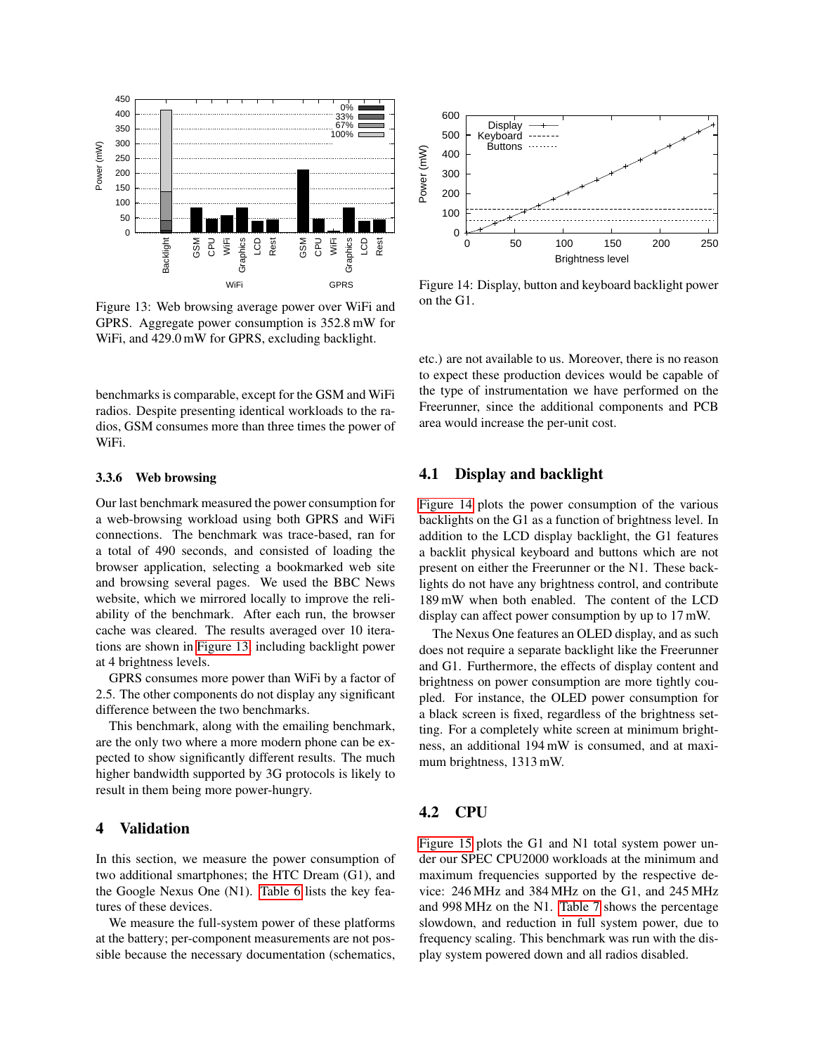Figure 13: Web browsing average power over WiFi and GPRS. Aggregate power consumption is 352.8 mW for WiFi, and 429.0 mW for GPRS, excluding backlight.

benchmarks is comparable, except for the GSM and WiFi radios. Despite presenting identical workloads to the radios, GSM consumes more than three times the power of WiFi.

#### 3.3.6 Web browsing

Our last benchmark measured the power consumption for a web-browsing workload using both GPRS and WiFi connections. The benchmark was trace-based, ran for a total of 490 seconds, and consisted of loading the browser application, selecting a bookmarked web site and browsing several pages. We used the BBC News website, which we mirrored locally to improve the reliability of the benchmark. After each run, the browser cache was cleared. The results averaged over 10 iterations are shown in Figure 13, including backlight power at 4 brightness levels.

GPRS consumes more power than WiFi by a factor of 2.5. The other components do not display any significant difference between the two benchmarks.

This benchmark, along with the emailing benchmark, are the only two where a more modern phone can be expected to show significantly different results. The much higher bandwidth supported by 3G protocols is likely to result in them being more power-hungry.

## 4 Validation

In this section, we measure the power consumption of two additional smartphones; the HTC Dream (G1), and the Google Nexus One (N1). Table 6 lists the key features of these devices.

We measure the full-system power of these platforms at the battery; per-component measurements are not possible because the necessary documentation (schematics, etc.) are not available to us. Moreover, there is no reason to expect these production devices would be capable of the type of instrumentation we have performed on the Freerunner, since the additional components and PCB area would increase the per-unit cost.

Figure 14: Display, button and keyboard backlight power on the G1.

### 4.1 Display and backlight

Figure 14 plots the power consumption of the various backlights on the G1 as a function of brightness level. In addition to the LCD display backlight, the G1 features a backlit physical keyboard and buttons which are not present on either the Freerunner or the N1. These backlights do not have any brightness control, and contribute 189 mW when both enabled. The content of the LCD display can affect power consumption by up to 17 mW.

The Nexus One features an OLED display, and as such does not require a separate backlight like the Freerunner and G1. Furthermore, the effects of display content and brightness on power consumption are more tightly coupled. For instance, the OLED power consumption for a black screen is fixed, regardless of the brightness setting. For a completely white screen at minimum brightness, an additional 194 mW is consumed, and at maximum brightness, 1313 mW.

### 4.2 CPU

Figure 15 plots the G1 and N1 total system power under our SPEC CPU2000 workloads at the minimum and maximum frequencies supported by the respective device: 246 MHz and 384 MHz on the G1, and 245 MHz and 998 MHz on the N1. Table 7 shows the percentage slowdown, and reduction in full system power, due to frequency scaling. This benchmark was run with the display system powered down and all radios disabled.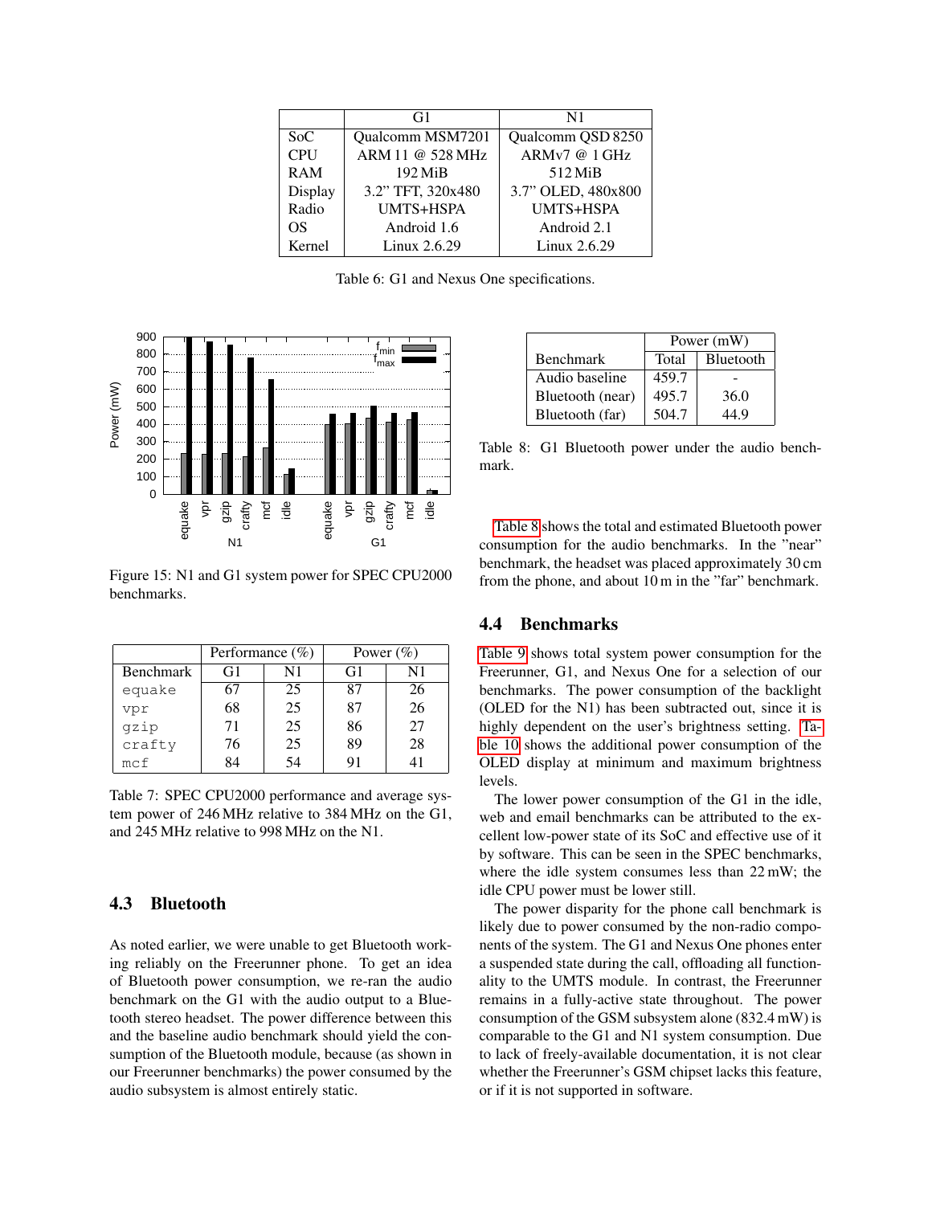| | G1 | N1 |
|---|---|---|
| SoC | Qualcomm MSM7201 | Qualcomm QSD 8250 |
| CPU | ARM 11 @ 528 MHz | ARMv7 @ 1 GHz |
| RAM | 192 MiB | 512 MiB |
| Display | 3.2" TFT, 320x480 | 3.7" OLED, 480x800 |
| Radio | UMTS+HSPA | UMTS+HSPA |
| OS | Android 1.6 | Android 2.1 |
| Kernel | Linux 2.6.29 | Linux 2.6.29 |

Table 6: G1 and Nexus One specifications.

Figure 15: N1 and G1 system power for SPEC CPU2000 benchmarks.

| | Performance (%) | | Power (%) | |
|---|---|---|---|---|
| Benchmark | G1 | N1 | G1 | N1 |
| `equake` | 67 | 25 | 87 | 26 |
| `vpr` | 68 | 25 | 87 | 26 |
| `gzip` | 71 | 25 | 86 | 27 |
| `crafty` | 76 | 25 | 89 | 28 |
| `mcf` | 84 | 54 | 91 | 41 |

Table 7: SPEC CPU2000 performance and average system power of 246 MHz relative to 384 MHz on the G1, and 245 MHz relative to 998 MHz on the N1.

### 4.3 Bluetooth

As noted earlier, we were unable to get Bluetooth working reliably on the Freerunner phone. To get an idea of Bluetooth power consumption, we re-ran the audio benchmark on the G1 with the audio output to a Bluetooth stereo headset. The power difference between this and the baseline audio benchmark should yield the consumption of the Bluetooth module, because (as shown in our Freerunner benchmarks) the power consumed by the audio subsystem is almost entirely static.

| | Power (mW) | |
|---|---|---|
| Benchmark | Total | Bluetooth |
| Audio baseline | 459.7 | - |
| Bluetooth (near) | 495.7 | 36.0 |
| Bluetooth (far) | 504.7 | 44.9 |

Table 8: G1 Bluetooth power under the audio benchmark.

Table 8 shows the total and estimated Bluetooth power consumption for the audio benchmarks. In the "near" benchmark, the headset was placed approximately 30 cm from the phone, and about 10 m in the "far" benchmark.

### 4.4 Benchmarks

Table 9 shows total system power consumption for the Freerunner, G1, and Nexus One for a selection of our benchmarks. The power consumption of the backlight (OLED for the N1) has been subtracted out, since it is highly dependent on the user's brightness setting. Table 10 shows the additional power consumption of the OLED display at minimum and maximum brightness levels.

The lower power consumption of the G1 in the idle, web and email benchmarks can be attributed to the excellent low-power state of its SoC and effective use of it by software. This can be seen in the SPEC benchmarks, where the idle system consumes less than 22 mW; the idle CPU power must be lower still.

The power disparity for the phone call benchmark is likely due to power consumed by the non-radio components of the system. The G1 and Nexus One phones enter a suspended state during the call, offloading all functionality to the UMTS module. In contrast, the Freerunner remains in a fully-active state throughout. The power consumption of the GSM subsystem alone (832.4 mW) is comparable to the G1 and N1 system consumption. Due to lack of freely-available documentation, it is not clear whether the Freerunner's GSM chipset lacks this feature, or if it is not supported in software.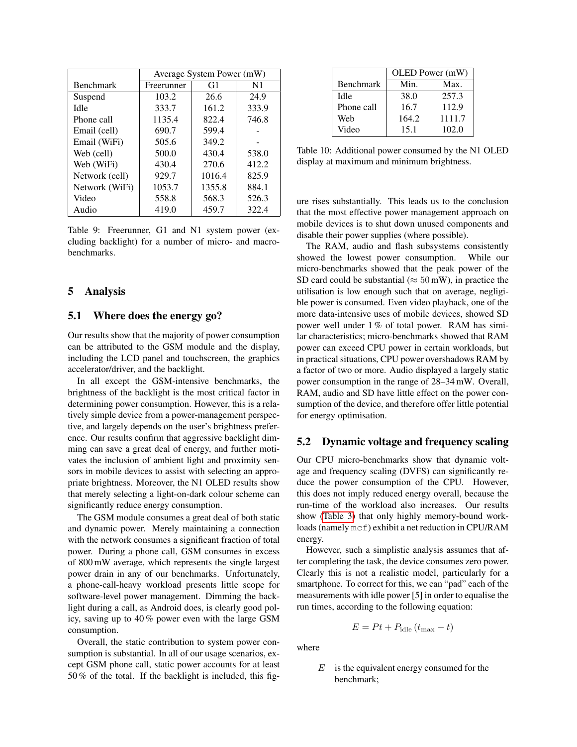| Benchmark | Average System Power (mW) | | |
|---|---|---|---|
| | Freerunner | G1 | N1 |
| Suspend | 103.2 | 26.6 | 24.9 |
| Idle | 333.7 | 161.2 | 333.9 |
| Phone call | 1135.4 | 822.4 | 746.8 |
| Email (cell) | 690.7 | 599.4 | - |
| Email (WiFi) | 505.6 | 349.2 | - |
| Web (cell) | 500.0 | 430.4 | 538.0 |
| Web (WiFi) | 430.4 | 270.6 | 412.2 |
| Network (cell) | 929.7 | 1016.4 | 825.9 |
| Network (WiFi) | 1053.7 | 1355.8 | 884.1 |
| Video | 558.8 | 568.3 | 526.3 |
| Audio | 419.0 | 459.7 | 322.4 |

Table 9: Freerunner, G1 and N1 system power (excluding backlight) for a number of micro- and macro-benchmarks.

## 5 Analysis

### 5.1 Where does the energy go?

Our results show that the majority of power consumption can be attributed to the GSM module and the display, including the LCD panel and touchscreen, the graphics accelerator/driver, and the backlight.

In all except the GSM-intensive benchmarks, the brightness of the backlight is the most critical factor in determining power consumption. However, this is a relatively simple device from a power-management perspective, and largely depends on the user's brightness preference. Our results confirm that aggressive backlight dimming can save a great deal of energy, and further motivates the inclusion of ambient light and proximity sensors in mobile devices to assist with selecting an appropriate brightness. Moreover, the N1 OLED results show that merely selecting a light-on-dark colour scheme can significantly reduce energy consumption.

The GSM module consumes a great deal of both static and dynamic power. Merely maintaining a connection with the network consumes a significant fraction of total power. During a phone call, GSM consumes in excess of 800 mW average, which represents the single largest power drain in any of our benchmarks. Unfortunately, a phone-call-heavy workload presents little scope for software-level power management. Dimming the backlight during a call, as Android does, is clearly good policy, saving up to 40 % power even with the large GSM consumption.

Overall, the static contribution to system power consumption is substantial. In all of our usage scenarios, except GSM phone call, static power accounts for at least 50 % of the total. If the backlight is included, this figure rises substantially. This leads us to the conclusion that the most effective power management approach on mobile devices is to shut down unused components and disable their power supplies (where possible).

| Benchmark | OLED Power (mW) | |
|---|---|---|
| | Min. | Max. |
| Idle | 38.0 | 257.3 |
| Phone call | 16.7 | 112.9 |
| Web | 164.2 | 1111.7 |
| Video | 15.1 | 102.0 |

Table 10: Additional power consumed by the N1 OLED display at maximum and minimum brightness.

The RAM, audio and flash subsystems consistently showed the lowest power consumption. While our micro-benchmarks showed that the peak power of the SD card could be substantial ($\approx 50$ mW), in practice the utilisation is low enough such that on average, negligible power is consumed. Even video playback, one of the more data-intensive uses of mobile devices, showed SD power well under 1 % of total power. RAM has similar characteristics; micro-benchmarks showed that RAM power can exceed CPU power in certain workloads, but in practical situations, CPU power overshadows RAM by a factor of two or more. Audio displayed a largely static power consumption in the range of 28–34 mW. Overall, RAM, audio and SD have little effect on the power consumption of the device, and therefore offer little potential for energy optimisation.

### 5.2 Dynamic voltage and frequency scaling

Our CPU micro-benchmarks show that dynamic voltage and frequency scaling (DVFS) can significantly reduce the power consumption of the CPU. However, this does not imply reduced energy overall, because the run-time of the workload also increases. Our results show (Table 3) that only highly memory-bound workloads (namely `mcf`) exhibit a net reduction in CPU/RAM energy.

However, such a simplistic analysis assumes that after completing the task, the device consumes zero power. Clearly this is not a realistic model, particularly for a smartphone. To correct for this, we can "pad" each of the measurements with idle power [5] in order to equalise the run times, according to the following equation:

$$E = Pt + P_{\text{idle}}\,(t_{\max} - t)$$

where

$E$ is the equivalent energy consumed for the benchmark;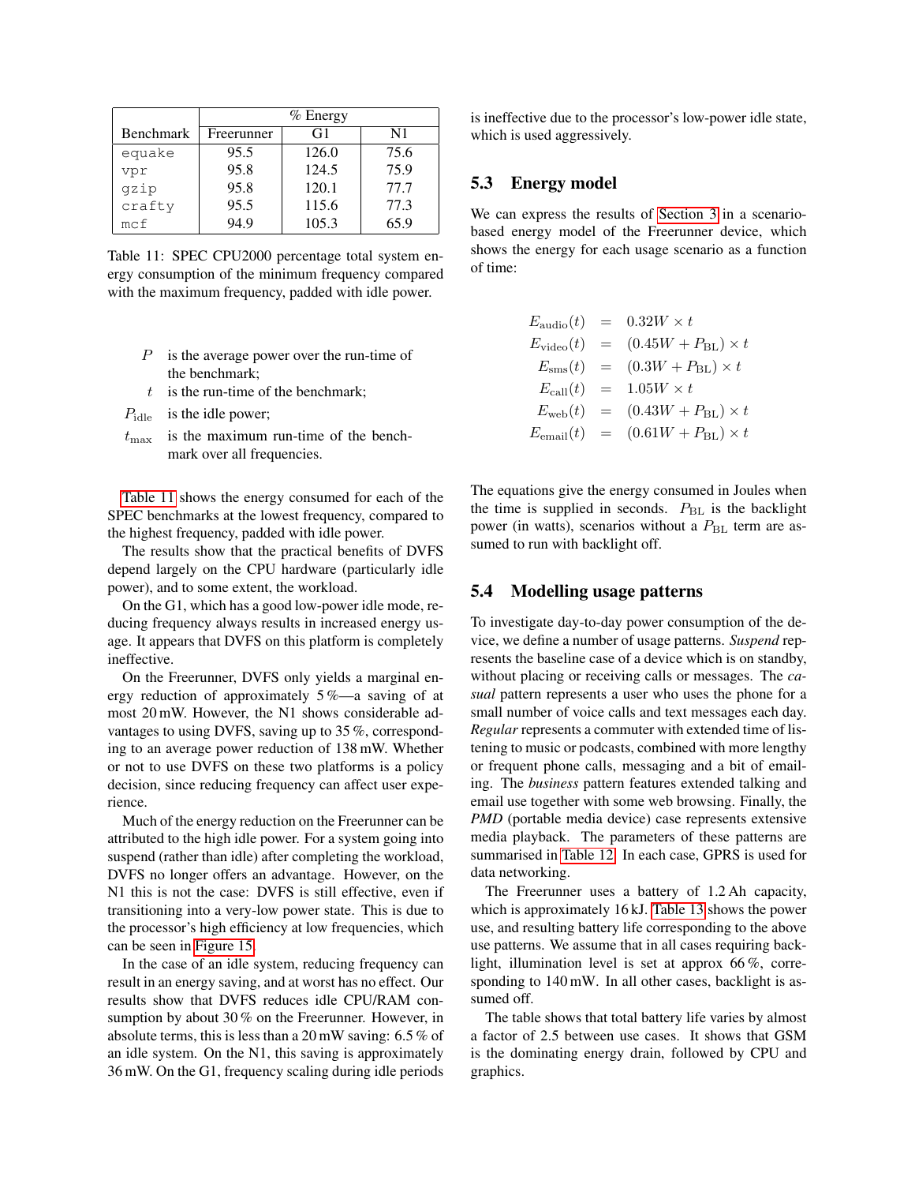| Benchmark | % Energy | | |
|---|---|---|---|
| | Freerunner | G1 | N1 |
| equake | 95.5 | 126.0 | 75.6 |
| vpr | 95.8 | 124.5 | 75.9 |
| gzip | 95.8 | 120.1 | 77.7 |
| crafty | 95.5 | 115.6 | 77.3 |
| mcf | 94.9 | 105.3 | 65.9 |

Table 11: SPEC CPU2000 percentage total system energy consumption of the minimum frequency compared with the maximum frequency, padded with idle power.

- $P$ is the average power over the run-time of the benchmark;
- $t$ is the run-time of the benchmark;
- $P_{\text{idle}}$ is the idle power;
- $t_{\text{max}}$ is the maximum run-time of the benchmark over all frequencies.

Table 11 shows the energy consumed for each of the SPEC benchmarks at the lowest frequency, compared to the highest frequency, padded with idle power.

The results show that the practical benefits of DVFS depend largely on the CPU hardware (particularly idle power), and to some extent, the workload.

On the G1, which has a good low-power idle mode, reducing frequency always results in increased energy usage. It appears that DVFS on this platform is completely ineffective.

On the Freerunner, DVFS only yields a marginal energy reduction of approximately 5 %—a saving of at most 20 mW. However, the N1 shows considerable advantages to using DVFS, saving up to 35 %, corresponding to an average power reduction of 138 mW. Whether or not to use DVFS on these two platforms is a policy decision, since reducing frequency can affect user experience.

Much of the energy reduction on the Freerunner can be attributed to the high idle power. For a system going into suspend (rather than idle) after completing the workload, DVFS no longer offers an advantage. However, on the N1 this is not the case: DVFS is still effective, even if transitioning into a very-low power state. This is due to the processor's high efficiency at low frequencies, which can be seen in Figure 15.

In the case of an idle system, reducing frequency can result in an energy saving, and at worst has no effect. Our results show that DVFS reduces idle CPU/RAM consumption by about 30 % on the Freerunner. However, in absolute terms, this is less than a 20 mW saving: 6.5 % of an idle system. On the N1, this saving is approximately 36 mW. On the G1, frequency scaling during idle periods is ineffective due to the processor's low-power idle state, which is used aggressively.

## 5.3 Energy model

We can express the results of Section 3 in a scenario-based energy model of the Freerunner device, which shows the energy for each usage scenario as a function of time:

$$
\begin{aligned}
E_{\text{audio}}(t) &= 0.32W \times t \\
E_{\text{video}}(t) &= (0.45W + P_{\text{BL}}) \times t \\
E_{\text{sms}}(t) &= (0.3W + P_{\text{BL}}) \times t \\
E_{\text{call}}(t) &= 1.05W \times t \\
E_{\text{web}}(t) &= (0.43W + P_{\text{BL}}) \times t \\
E_{\text{email}}(t) &= (0.61W + P_{\text{BL}}) \times t
\end{aligned}
$$

The equations give the energy consumed in Joules when the time is supplied in seconds. $P_{\text{BL}}$ is the backlight power (in watts), scenarios without a $P_{\text{BL}}$ term are assumed to run with backlight off.

## 5.4 Modelling usage patterns

To investigate day-to-day power consumption of the device, we define a number of usage patterns. *Suspend* represents the baseline case of a device which is on standby, without placing or receiving calls or messages. The *casual* pattern represents a user who uses the phone for a small number of voice calls and text messages each day. *Regular* represents a commuter with extended time of listening to music or podcasts, combined with more lengthy or frequent phone calls, messaging and a bit of emailing. The *business* pattern features extended talking and email use together with some web browsing. Finally, the *PMD* (portable media device) case represents extensive media playback. The parameters of these patterns are summarised in Table 12. In each case, GPRS is used for data networking.

The Freerunner uses a battery of 1.2 Ah capacity, which is approximately 16 kJ. Table 13 shows the power use, and resulting battery life corresponding to the above use patterns. We assume that in all cases requiring backlight, illumination level is set at approx 66 %, corresponding to 140 mW. In all other cases, backlight is assumed off.

The table shows that total battery life varies by almost a factor of 2.5 between use cases. It shows that GSM is the dominating energy drain, followed by CPU and graphics.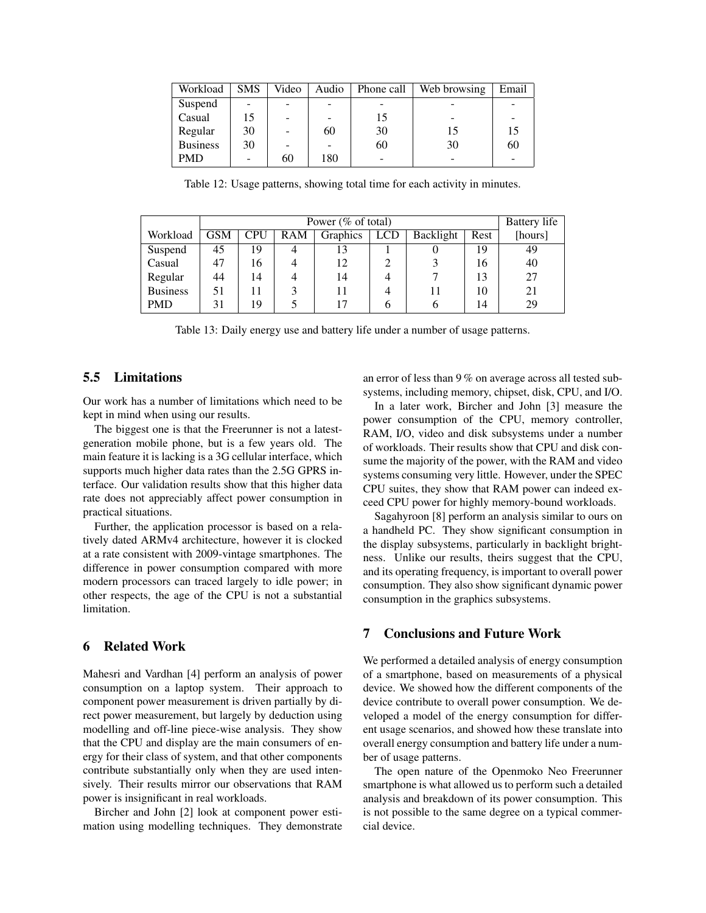| Workload | SMS | Video | Audio | Phone call | Web browsing | Email |
|---|---|---|---|---|---|---|
| Suspend | - | - | - | - | - | - |
| Casual | 15 | - | - | 15 | - | - |
| Regular | 30 | - | 60 | 30 | 15 | 15 |
| Business | 30 | - | - | 60 | 30 | 60 |
| PMD | - | 60 | 180 | - | - | - |

Table 12: Usage patterns, showing total time for each activity in minutes.

| | Power (% of total) | | | | | | | Battery life |
|---|---|---|---|---|---|---|---|---|
| Workload | GSM | CPU | RAM | Graphics | LCD | Backlight | Rest | [hours] |
| Suspend | 45 | 19 | 4 | 13 | 1 | 0 | 19 | 49 |
| Casual | 47 | 16 | 4 | 12 | 2 | 3 | 16 | 40 |
| Regular | 44 | 14 | 4 | 14 | 4 | 7 | 13 | 27 |
| Business | 51 | 11 | 3 | 11 | 4 | 11 | 10 | 21 |
| PMD | 31 | 19 | 5 | 17 | 6 | 6 | 14 | 29 |

Table 13: Daily energy use and battery life under a number of usage patterns.

### 5.5 Limitations

Our work has a number of limitations which need to be kept in mind when using our results.

The biggest one is that the Freerunner is not a latest-generation mobile phone, but is a few years old. The main feature it is lacking is a 3G cellular interface, which supports much higher data rates than the 2.5G GPRS interface. Our validation results show that this higher data rate does not appreciably affect power consumption in practical situations.

Further, the application processor is based on a relatively dated ARMv4 architecture, however it is clocked at a rate consistent with 2009-vintage smartphones. The difference in power consumption compared with more modern processors can traced largely to idle power; in other respects, the age of the CPU is not a substantial limitation.

## 6 Related Work

Mahesri and Vardhan [4] perform an analysis of power consumption on a laptop system. Their approach to component power measurement is driven partially by direct power measurement, but largely by deduction using modelling and off-line piece-wise analysis. They show that the CPU and display are the main consumers of energy for their class of system, and that other components contribute substantially only when they are used intensively. Their results mirror our observations that RAM power is insignificant in real workloads.

Bircher and John [2] look at component power estimation using modelling techniques. They demonstrate an error of less than 9 % on average across all tested subsystems, including memory, chipset, disk, CPU, and I/O.

In a later work, Bircher and John [3] measure the power consumption of the CPU, memory controller, RAM, I/O, video and disk subsystems under a number of workloads. Their results show that CPU and disk consume the majority of the power, with the RAM and video systems consuming very little. However, under the SPEC CPU suites, they show that RAM power can indeed exceed CPU power for highly memory-bound workloads.

Sagahyroon [8] perform an analysis similar to ours on a handheld PC. They show significant consumption in the display subsystems, particularly in backlight brightness. Unlike our results, theirs suggest that the CPU, and its operating frequency, is important to overall power consumption. They also show significant dynamic power consumption in the graphics subsystems.

## 7 Conclusions and Future Work

We performed a detailed analysis of energy consumption of a smartphone, based on measurements of a physical device. We showed how the different components of the device contribute to overall power consumption. We developed a model of the energy consumption for different usage scenarios, and showed how these translate into overall energy consumption and battery life under a number of usage patterns.

The open nature of the Openmoko Neo Freerunner smartphone is what allowed us to perform such a detailed analysis and breakdown of its power consumption. This is not possible to the same degree on a typical commercial device.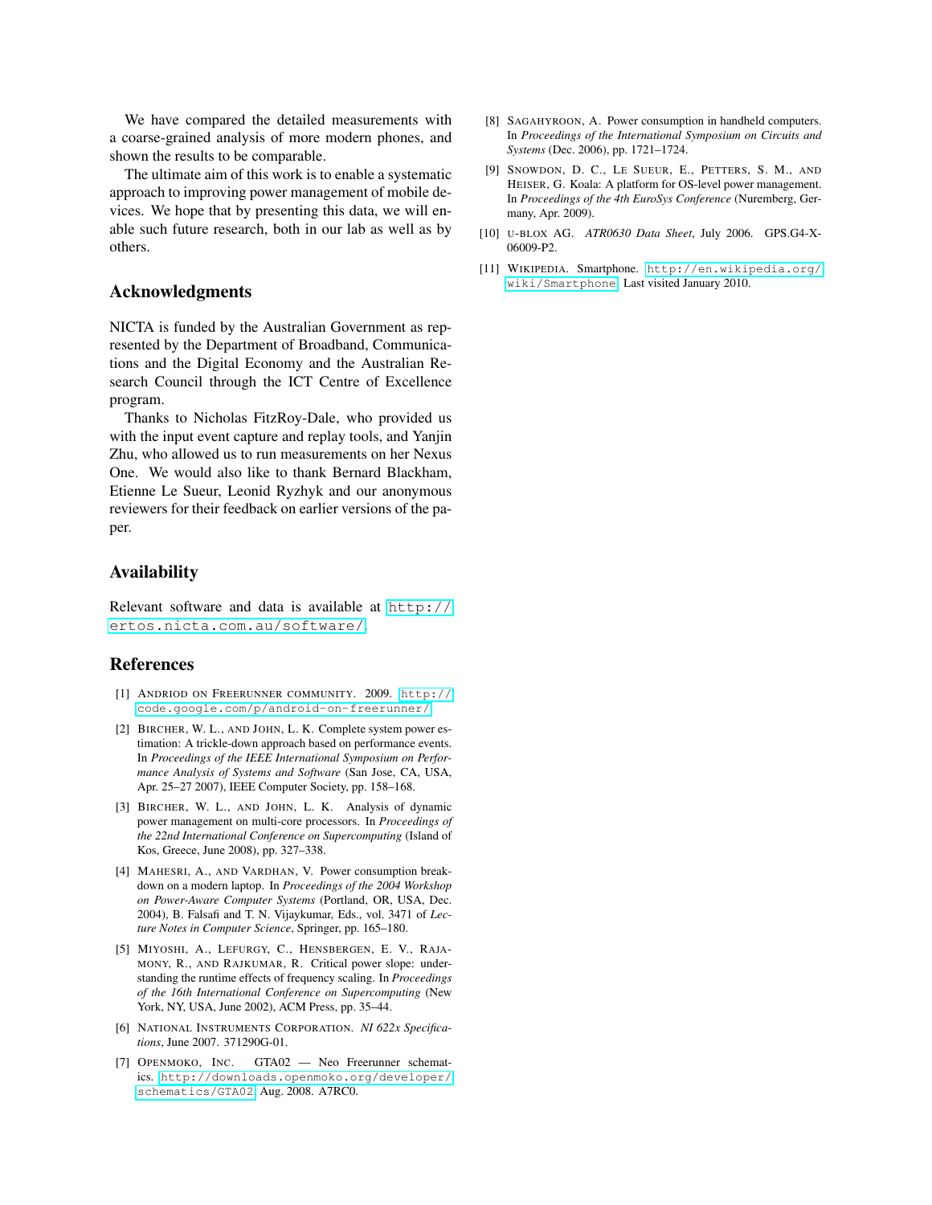We have compared the detailed measurements with a coarse-grained analysis of more modern phones, and shown the results to be comparable.

The ultimate aim of this work is to enable a systematic approach to improving power management of mobile devices. We hope that by presenting this data, we will enable such future research, both in our lab as well as by others.

## Acknowledgments

NICTA is funded by the Australian Government as represented by the Department of Broadband, Communications and the Digital Economy and the Australian Research Council through the ICT Centre of Excellence program.

Thanks to Nicholas FitzRoy-Dale, who provided us with the input event capture and replay tools, and Yanjin Zhu, who allowed us to run measurements on her Nexus One. We would also like to thank Bernard Blackham, Etienne Le Sueur, Leonid Ryzhyk and our anonymous reviewers for their feedback on earlier versions of the paper.

## Availability

Relevant software and data is available at `http://ertos.nicta.com.au/software/`.

## References

[1] ANDRIOD ON FREERUNNER COMMUNITY. 2009. `http://code.google.com/p/android-on-freerunner/`.

[2] BIRCHER, W. L., AND JOHN, L. K. Complete system power estimation: A trickle-down approach based on performance events. In *Proceedings of the IEEE International Symposium on Performance Analysis of Systems and Software* (San Jose, CA, USA, Apr. 25–27 2007), IEEE Computer Society, pp. 158–168.

[3] BIRCHER, W. L., AND JOHN, L. K. Analysis of dynamic power management on multi-core processors. In *Proceedings of the 22nd International Conference on Supercomputing* (Island of Kos, Greece, June 2008), pp. 327–338.

[4] MAHESRI, A., AND VARDHAN, V. Power consumption breakdown on a modern laptop. In *Proceedings of the 2004 Workshop on Power-Aware Computer Systems* (Portland, OR, USA, Dec. 2004), B. Falsafi and T. N. Vijaykumar, Eds., vol. 3471 of *Lecture Notes in Computer Science*, Springer, pp. 165–180.

[5] MIYOSHI, A., LEFURGY, C., HENSBERGEN, E. V., RAJAMONY, R., AND RAJKUMAR, R. Critical power slope: understanding the runtime effects of frequency scaling. In *Proceedings of the 16th International Conference on Supercomputing* (New York, NY, USA, June 2002), ACM Press, pp. 35–44.

[6] NATIONAL INSTRUMENTS CORPORATION. *NI 622x Specifications*, June 2007. 371290G-01.

[7] OPENMOKO, INC. GTA02 — Neo Freerunner schematics. `http://downloads.openmoko.org/developer/schematics/GTA02`, Aug. 2008. A7RC0.

[8] SAGAHYROON, A. Power consumption in handheld computers. In *Proceedings of the International Symposium on Circuits and Systems* (Dec. 2006), pp. 1721–1724.

[9] SNOWDON, D. C., LE SUEUR, E., PETTERS, S. M., AND HEISER, G. Koala: A platform for OS-level power management. In *Proceedings of the 4th EuroSys Conference* (Nuremberg, Germany, Apr. 2009).

[10] U-BLOX AG. *ATR0630 Data Sheet*, July 2006. GPS.G4-X-06009-P2.

[11] WIKIPEDIA. Smartphone. `http://en.wikipedia.org/wiki/Smartphone`. Last visited January 2010.